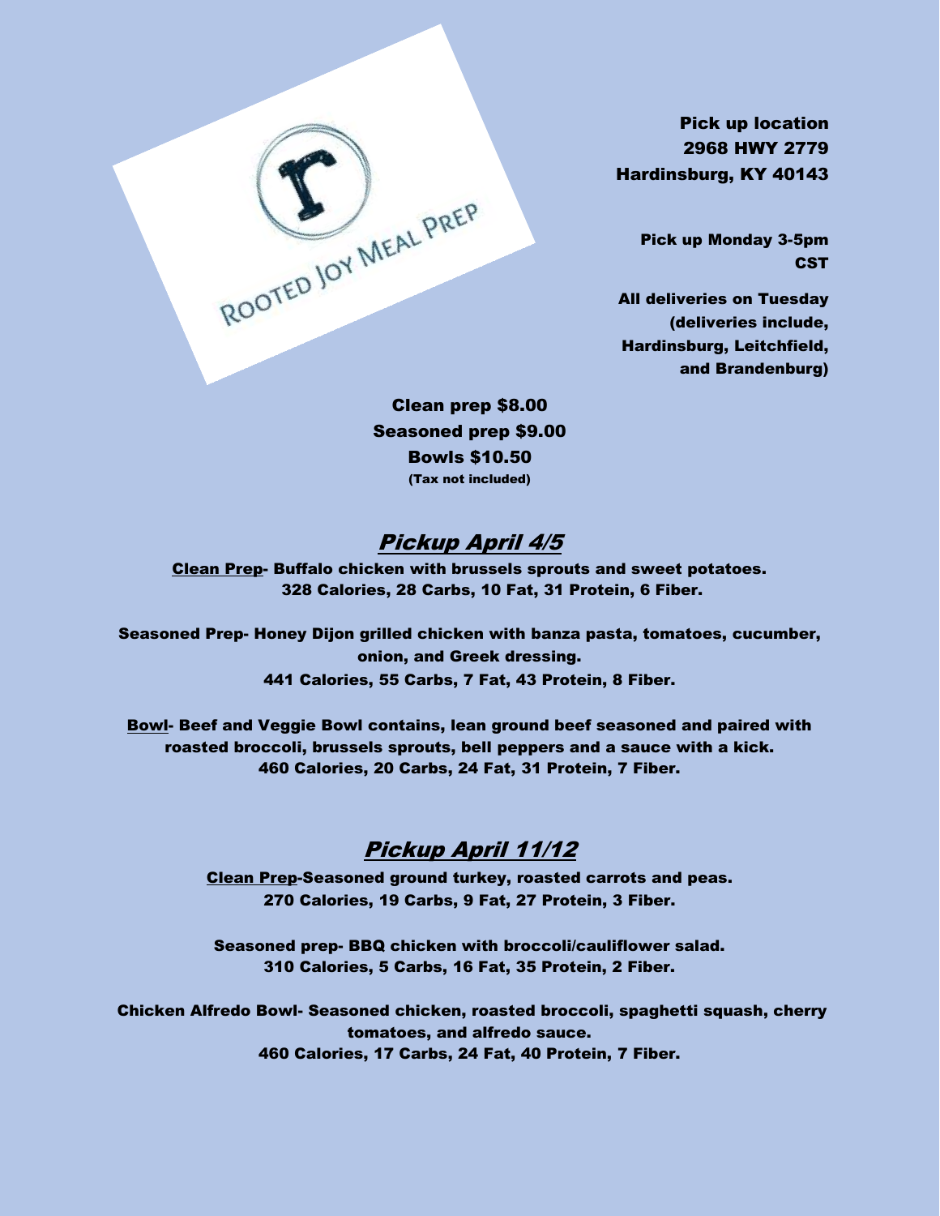ROOTED JOY MEAL PREP

**Pick up location**
**2968 HWY 2779**
**Hardinsburg, KY 40143**

**Pick up Monday 3-5pm CST**

**All deliveries on Tuesday (deliveries include, Hardinsburg, Leitchfield, and Brandenburg)**

**Clean prep $8.00**
**Seasoned prep $9.00**
**Bowls $10.50**
**(Tax not included)**

## ***Pickup April 4/5***

**Clean Prep- Buffalo chicken with brussels sprouts and sweet potatoes.**
**328 Calories, 28 Carbs, 10 Fat, 31 Protein, 6 Fiber.**

**Seasoned Prep- Honey Dijon grilled chicken with banza pasta, tomatoes, cucumber, onion, and Greek dressing.**
**441 Calories, 55 Carbs, 7 Fat, 43 Protein, 8 Fiber.**

**Bowl- Beef and Veggie Bowl contains, lean ground beef seasoned and paired with roasted broccoli, brussels sprouts, bell peppers and a sauce with a kick.**
**460 Calories, 20 Carbs, 24 Fat, 31 Protein, 7 Fiber.**

## ***Pickup April 11/12***

**Clean Prep-Seasoned ground turkey, roasted carrots and peas.**
**270 Calories, 19 Carbs, 9 Fat, 27 Protein, 3 Fiber.**

**Seasoned prep- BBQ chicken with broccoli/cauliflower salad.**
**310 Calories, 5 Carbs, 16 Fat, 35 Protein, 2 Fiber.**

**Chicken Alfredo Bowl- Seasoned chicken, roasted broccoli, spaghetti squash, cherry tomatoes, and alfredo sauce.**
**460 Calories, 17 Carbs, 24 Fat, 40 Protein, 7 Fiber.**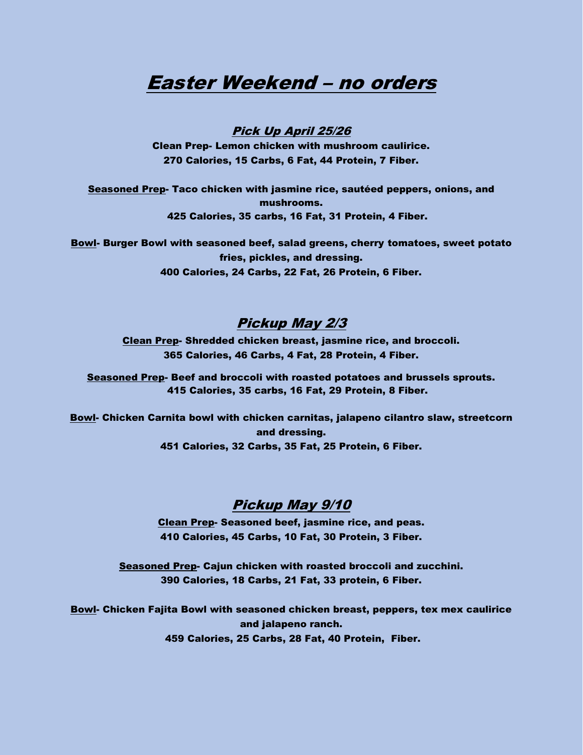# Easter Weekend – no orders

## Pick Up April 25/26

**Clean Prep- Lemon chicken with mushroom caulirice.**
**270 Calories, 15 Carbs, 6 Fat, 44 Protein, 7 Fiber.**

**Seasoned Prep- Taco chicken with jasmine rice, sautéed peppers, onions, and mushrooms.**
**425 Calories, 35 carbs, 16 Fat, 31 Protein, 4 Fiber.**

**Bowl- Burger Bowl with seasoned beef, salad greens, cherry tomatoes, sweet potato fries, pickles, and dressing.**
**400 Calories, 24 Carbs, 22 Fat, 26 Protein, 6 Fiber.**

## Pickup May 2/3

**Clean Prep- Shredded chicken breast, jasmine rice, and broccoli.**
**365 Calories, 46 Carbs, 4 Fat, 28 Protein, 4 Fiber.**

**Seasoned Prep- Beef and broccoli with roasted potatoes and brussels sprouts.**
**415 Calories, 35 carbs, 16 Fat, 29 Protein, 8 Fiber.**

**Bowl- Chicken Carnita bowl with chicken carnitas, jalapeno cilantro slaw, streetcorn and dressing.**
**451 Calories, 32 Carbs, 35 Fat, 25 Protein, 6 Fiber.**

## Pickup May 9/10

**Clean Prep- Seasoned beef, jasmine rice, and peas.**
**410 Calories, 45 Carbs, 10 Fat, 30 Protein, 3 Fiber.**

**Seasoned Prep- Cajun chicken with roasted broccoli and zucchini.**
**390 Calories, 18 Carbs, 21 Fat, 33 protein, 6 Fiber.**

**Bowl- Chicken Fajita Bowl with seasoned chicken breast, peppers, tex mex caulirice and jalapeno ranch.**
**459 Calories, 25 Carbs, 28 Fat, 40 Protein, Fiber.**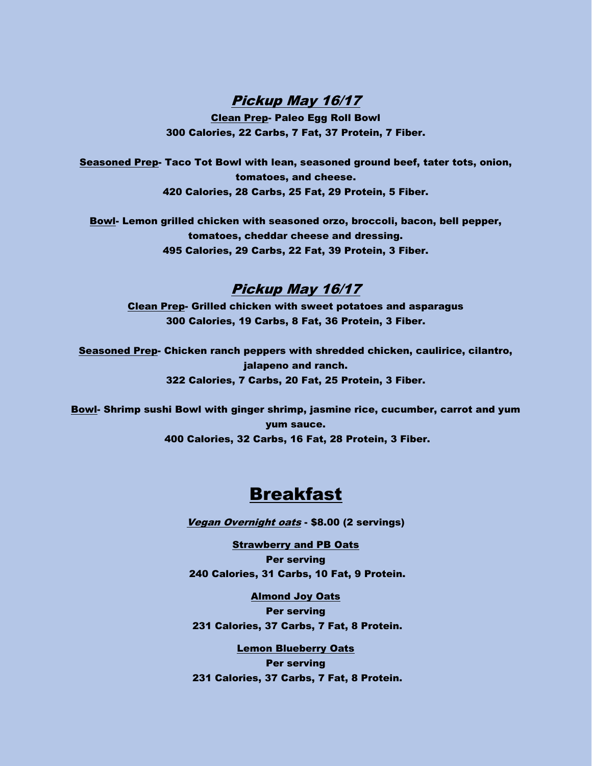## ***Pickup May 16/17***

**<u>Clean Prep</u>- Paleo Egg Roll Bowl**
**300 Calories, 22 Carbs, 7 Fat, 37 Protein, 7 Fiber.**

**<u>Seasoned Prep</u>- Taco Tot Bowl with lean, seasoned ground beef, tater tots, onion, tomatoes, and cheese.**
**420 Calories, 28 Carbs, 25 Fat, 29 Protein, 5 Fiber.**

**<u>Bowl</u>- Lemon grilled chicken with seasoned orzo, broccoli, bacon, bell pepper, tomatoes, cheddar cheese and dressing.**
**495 Calories, 29 Carbs, 22 Fat, 39 Protein, 3 Fiber.**

## ***Pickup May 16/17***

**<u>Clean Prep</u>- Grilled chicken with sweet potatoes and asparagus**
**300 Calories, 19 Carbs, 8 Fat, 36 Protein, 3 Fiber.**

**<u>Seasoned Prep</u>- Chicken ranch peppers with shredded chicken, caulirice, cilantro, jalapeno and ranch.**
**322 Calories, 7 Carbs, 20 Fat, 25 Protein, 3 Fiber.**

**<u>Bowl</u>- Shrimp sushi Bowl with ginger shrimp, jasmine rice, cucumber, carrot and yum yum sauce.**
**400 Calories, 32 Carbs, 16 Fat, 28 Protein, 3 Fiber.**

# Breakfast

***<u>Vegan Overnight oats</u>*** **- $8.00 (2 servings)**

**<u>Strawberry and PB Oats</u>**
**Per serving**
**240 Calories, 31 Carbs, 10 Fat, 9 Protein.**

**<u>Almond Joy Oats</u>**
**Per serving**
**231 Calories, 37 Carbs, 7 Fat, 8 Protein.**

**<u>Lemon Blueberry Oats</u>**
**Per serving**
**231 Calories, 37 Carbs, 7 Fat, 8 Protein.**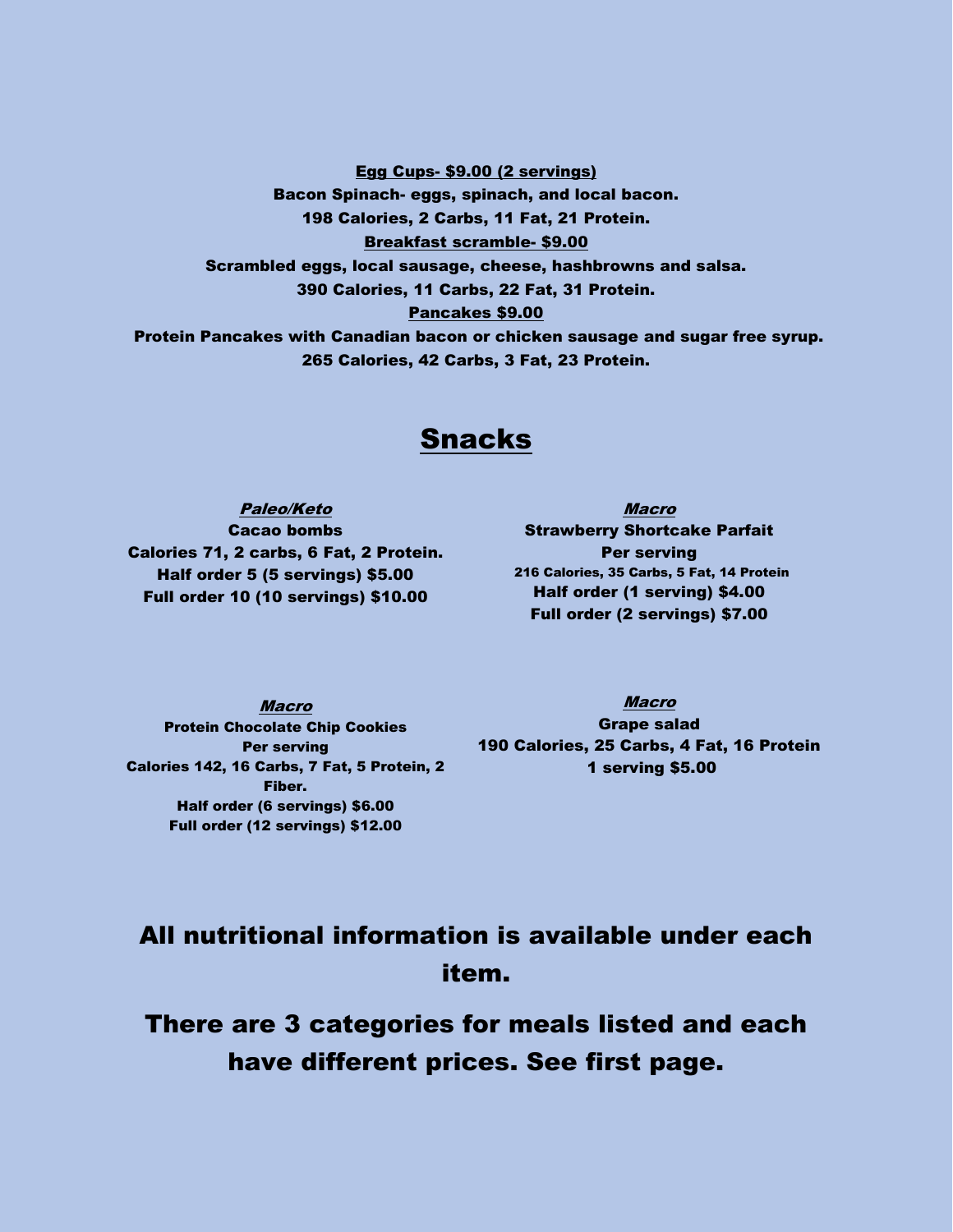**Egg Cups- $9.00 (2 servings)**

**Bacon Spinach- eggs, spinach, and local bacon.**

**198 Calories, 2 Carbs, 11 Fat, 21 Protein.**

**Breakfast scramble- $9.00**

**Scrambled eggs, local sausage, cheese, hashbrowns and salsa.**

**390 Calories, 11 Carbs, 22 Fat, 31 Protein.**

**Pancakes $9.00**

**Protein Pancakes with Canadian bacon or chicken sausage and sugar free syrup.**

**265 Calories, 42 Carbs, 3 Fat, 23 Protein.**

# Snacks

***Paleo/Keto***

**Cacao bombs**

**Calories 71, 2 carbs, 6 Fat, 2 Protein.**

**Half order 5 (5 servings) $5.00**

**Full order 10 (10 servings) $10.00**

***Macro***

**Strawberry Shortcake Parfait**

**Per serving**

**216 Calories, 35 Carbs, 5 Fat, 14 Protein**

**Half order (1 serving) $4.00**

**Full order (2 servings) $7.00**

***Macro***

**Protein Chocolate Chip Cookies**

**Per serving**

**Calories 142, 16 Carbs, 7 Fat, 5 Protein, 2 Fiber.**

**Half order (6 servings) $6.00**

**Full order (12 servings) $12.00**

***Macro***

**Grape salad**

**190 Calories, 25 Carbs, 4 Fat, 16 Protein**

**1 serving $5.00**

## All nutritional information is available under each item.

## There are 3 categories for meals listed and each have different prices. See first page.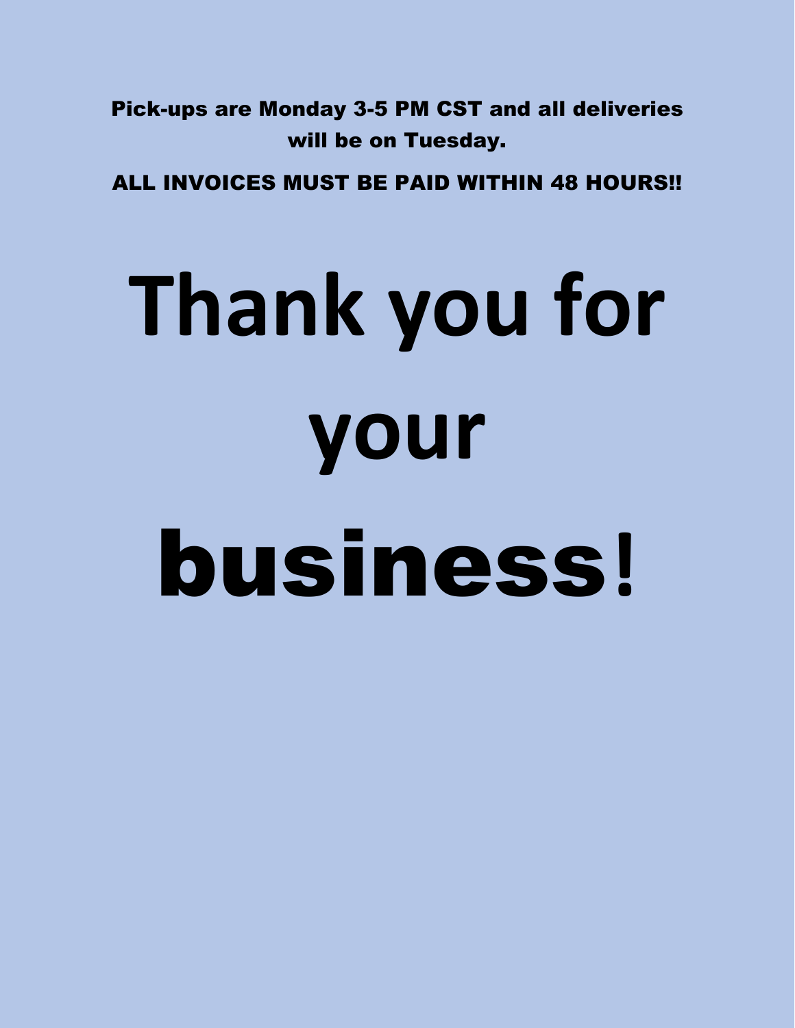**Pick-ups are Monday 3-5 PM CST and all deliveries will be on Tuesday.**

**ALL INVOICES MUST BE PAID WITHIN 48 HOURS!!**

# Thank you for your business!